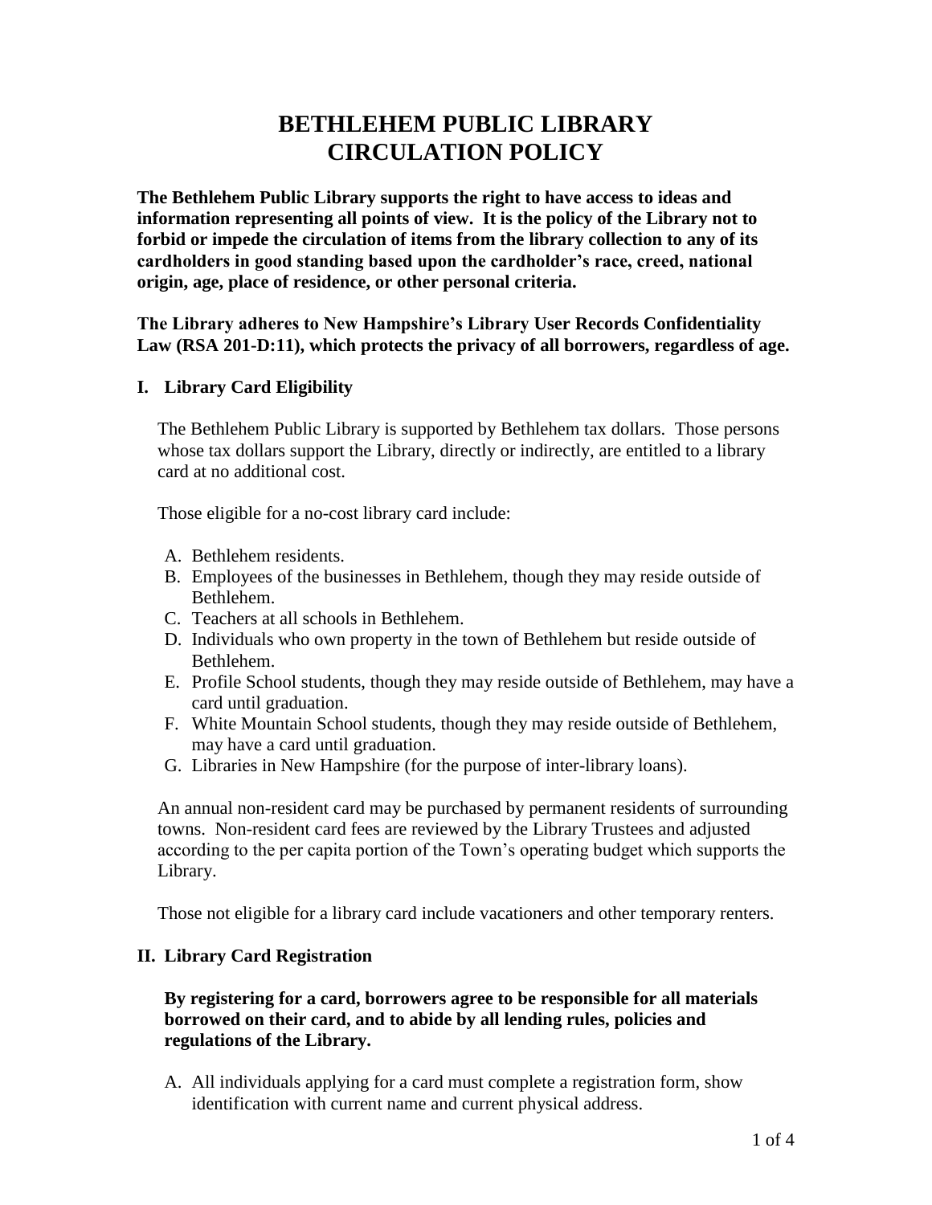# BETHLEHEM PUBLIC LIBRARY
# CIRCULATION POLICY

**The Bethlehem Public Library supports the right to have access to ideas and information representing all points of view. It is the policy of the Library not to forbid or impede the circulation of items from the library collection to any of its cardholders in good standing based upon the cardholder's race, creed, national origin, age, place of residence, or other personal criteria.**

**The Library adheres to New Hampshire's Library User Records Confidentiality Law (RSA 201-D:11), which protects the privacy of all borrowers, regardless of age.**

## I. Library Card Eligibility

The Bethlehem Public Library is supported by Bethlehem tax dollars. Those persons whose tax dollars support the Library, directly or indirectly, are entitled to a library card at no additional cost.

Those eligible for a no-cost library card include:

A. Bethlehem residents.
B. Employees of the businesses in Bethlehem, though they may reside outside of Bethlehem.
C. Teachers at all schools in Bethlehem.
D. Individuals who own property in the town of Bethlehem but reside outside of Bethlehem.
E. Profile School students, though they may reside outside of Bethlehem, may have a card until graduation.
F. White Mountain School students, though they may reside outside of Bethlehem, may have a card until graduation.
G. Libraries in New Hampshire (for the purpose of inter-library loans).

An annual non-resident card may be purchased by permanent residents of surrounding towns. Non-resident card fees are reviewed by the Library Trustees and adjusted according to the per capita portion of the Town's operating budget which supports the Library.

Those not eligible for a library card include vacationers and other temporary renters.

## II. Library Card Registration

**By registering for a card, borrowers agree to be responsible for all materials borrowed on their card, and to abide by all lending rules, policies and regulations of the Library.**

A. All individuals applying for a card must complete a registration form, show identification with current name and current physical address.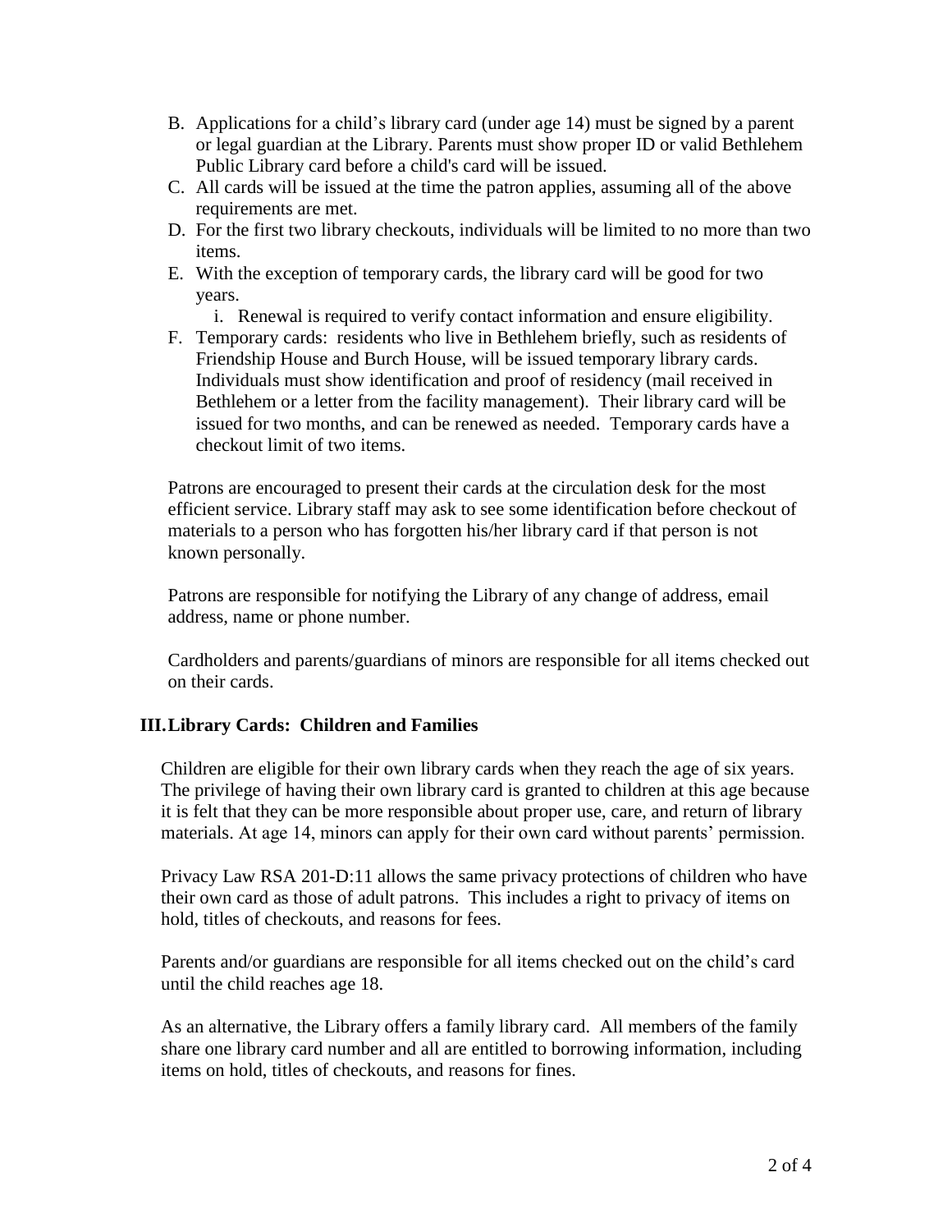B. Applications for a child's library card (under age 14) must be signed by a parent or legal guardian at the Library. Parents must show proper ID or valid Bethlehem Public Library card before a child's card will be issued.
C. All cards will be issued at the time the patron applies, assuming all of the above requirements are met.
D. For the first two library checkouts, individuals will be limited to no more than two items.
E. With the exception of temporary cards, the library card will be good for two years.
   i. Renewal is required to verify contact information and ensure eligibility.
F. Temporary cards: residents who live in Bethlehem briefly, such as residents of Friendship House and Burch House, will be issued temporary library cards. Individuals must show identification and proof of residency (mail received in Bethlehem or a letter from the facility management). Their library card will be issued for two months, and can be renewed as needed. Temporary cards have a checkout limit of two items.

Patrons are encouraged to present their cards at the circulation desk for the most efficient service. Library staff may ask to see some identification before checkout of materials to a person who has forgotten his/her library card if that person is not known personally.

Patrons are responsible for notifying the Library of any change of address, email address, name or phone number.

Cardholders and parents/guardians of minors are responsible for all items checked out on their cards.

## III. Library Cards: Children and Families

Children are eligible for their own library cards when they reach the age of six years. The privilege of having their own library card is granted to children at this age because it is felt that they can be more responsible about proper use, care, and return of library materials. At age 14, minors can apply for their own card without parents' permission.

Privacy Law RSA 201-D:11 allows the same privacy protections of children who have their own card as those of adult patrons. This includes a right to privacy of items on hold, titles of checkouts, and reasons for fees.

Parents and/or guardians are responsible for all items checked out on the child's card until the child reaches age 18.

As an alternative, the Library offers a family library card. All members of the family share one library card number and all are entitled to borrowing information, including items on hold, titles of checkouts, and reasons for fines.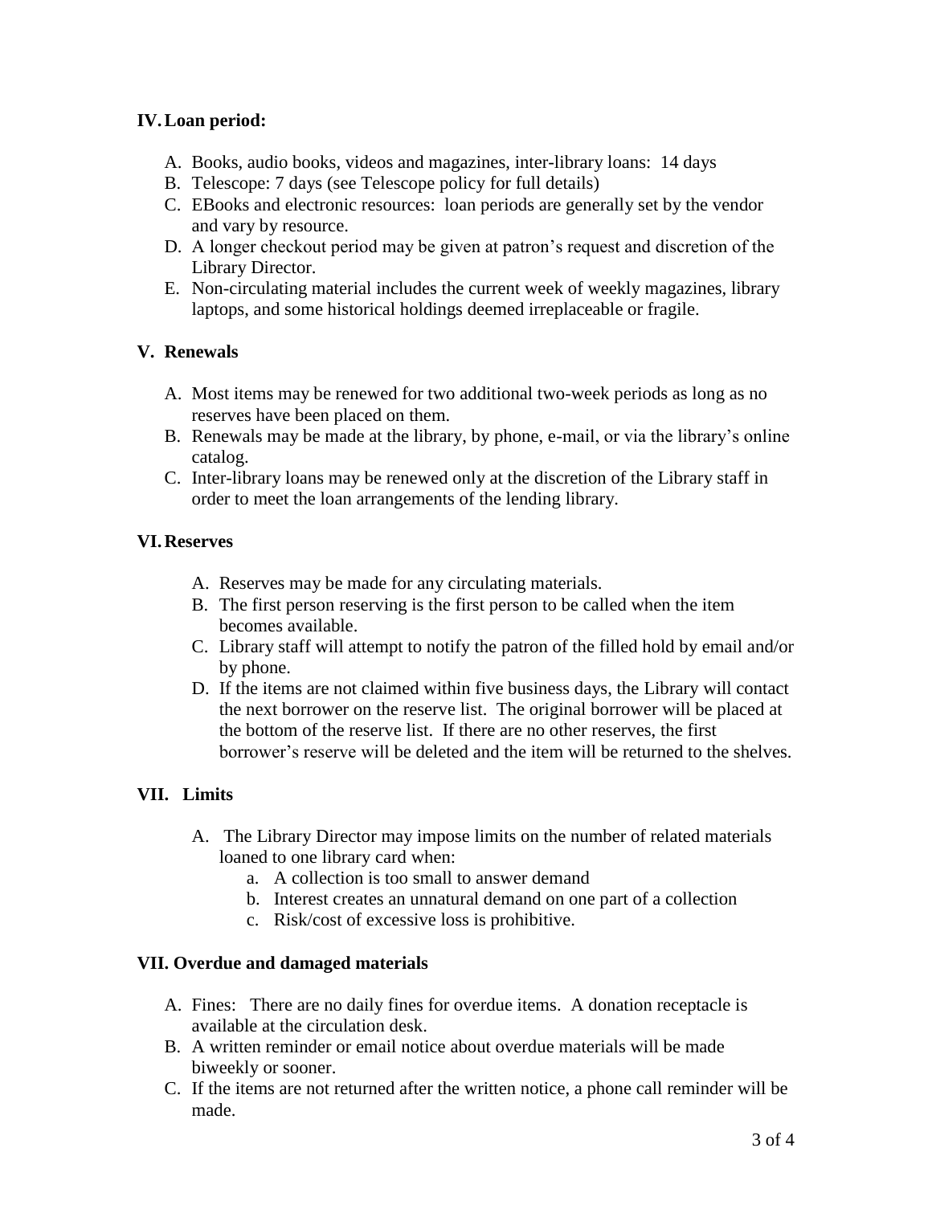## IV. Loan period:

A. Books, audio books, videos and magazines, inter-library loans: 14 days
B. Telescope: 7 days (see Telescope policy for full details)
C. EBooks and electronic resources: loan periods are generally set by the vendor and vary by resource.
D. A longer checkout period may be given at patron's request and discretion of the Library Director.
E. Non-circulating material includes the current week of weekly magazines, library laptops, and some historical holdings deemed irreplaceable or fragile.

## V. Renewals

A. Most items may be renewed for two additional two-week periods as long as no reserves have been placed on them.
B. Renewals may be made at the library, by phone, e-mail, or via the library's online catalog.
C. Inter-library loans may be renewed only at the discretion of the Library staff in order to meet the loan arrangements of the lending library.

## VI. Reserves

A. Reserves may be made for any circulating materials.
B. The first person reserving is the first person to be called when the item becomes available.
C. Library staff will attempt to notify the patron of the filled hold by email and/or by phone.
D. If the items are not claimed within five business days, the Library will contact the next borrower on the reserve list. The original borrower will be placed at the bottom of the reserve list. If there are no other reserves, the first borrower's reserve will be deleted and the item will be returned to the shelves.

## VII. Limits

A. The Library Director may impose limits on the number of related materials loaned to one library card when:
   a. A collection is too small to answer demand
   b. Interest creates an unnatural demand on one part of a collection
   c. Risk/cost of excessive loss is prohibitive.

## VII. Overdue and damaged materials

A. Fines: There are no daily fines for overdue items. A donation receptacle is available at the circulation desk.
B. A written reminder or email notice about overdue materials will be made biweekly or sooner.
C. If the items are not returned after the written notice, a phone call reminder will be made.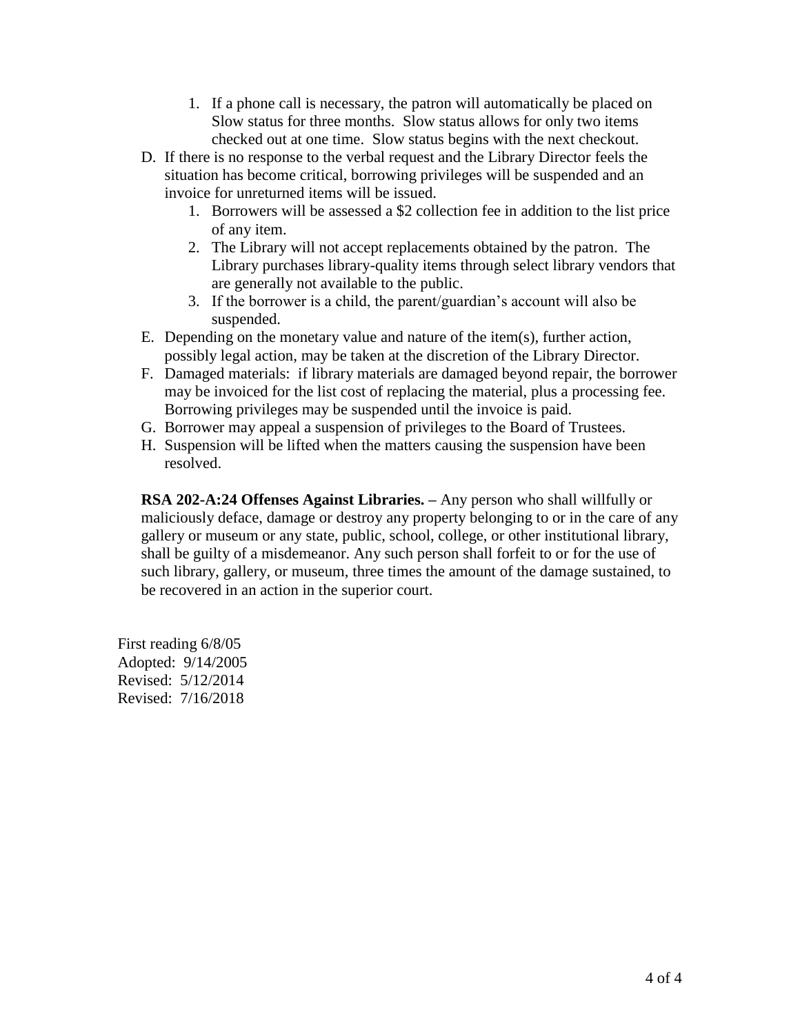1. If a phone call is necessary, the patron will automatically be placed on Slow status for three months. Slow status allows for only two items checked out at one time. Slow status begins with the next checkout.

D. If there is no response to the verbal request and the Library Director feels the situation has become critical, borrowing privileges will be suspended and an invoice for unreturned items will be issued.
   1. Borrowers will be assessed a $2 collection fee in addition to the list price of any item.
   2. The Library will not accept replacements obtained by the patron. The Library purchases library-quality items through select library vendors that are generally not available to the public.
   3. If the borrower is a child, the parent/guardian's account will also be suspended.

E. Depending on the monetary value and nature of the item(s), further action, possibly legal action, may be taken at the discretion of the Library Director.

F. Damaged materials: if library materials are damaged beyond repair, the borrower may be invoiced for the list cost of replacing the material, plus a processing fee. Borrowing privileges may be suspended until the invoice is paid.

G. Borrower may appeal a suspension of privileges to the Board of Trustees.

H. Suspension will be lifted when the matters causing the suspension have been resolved.

**RSA 202-A:24 Offenses Against Libraries. –** Any person who shall willfully or maliciously deface, damage or destroy any property belonging to or in the care of any gallery or museum or any state, public, school, college, or other institutional library, shall be guilty of a misdemeanor. Any such person shall forfeit to or for the use of such library, gallery, or museum, three times the amount of the damage sustained, to be recovered in an action in the superior court.

First reading 6/8/05
Adopted: 9/14/2005
Revised: 5/12/2014
Revised: 7/16/2018